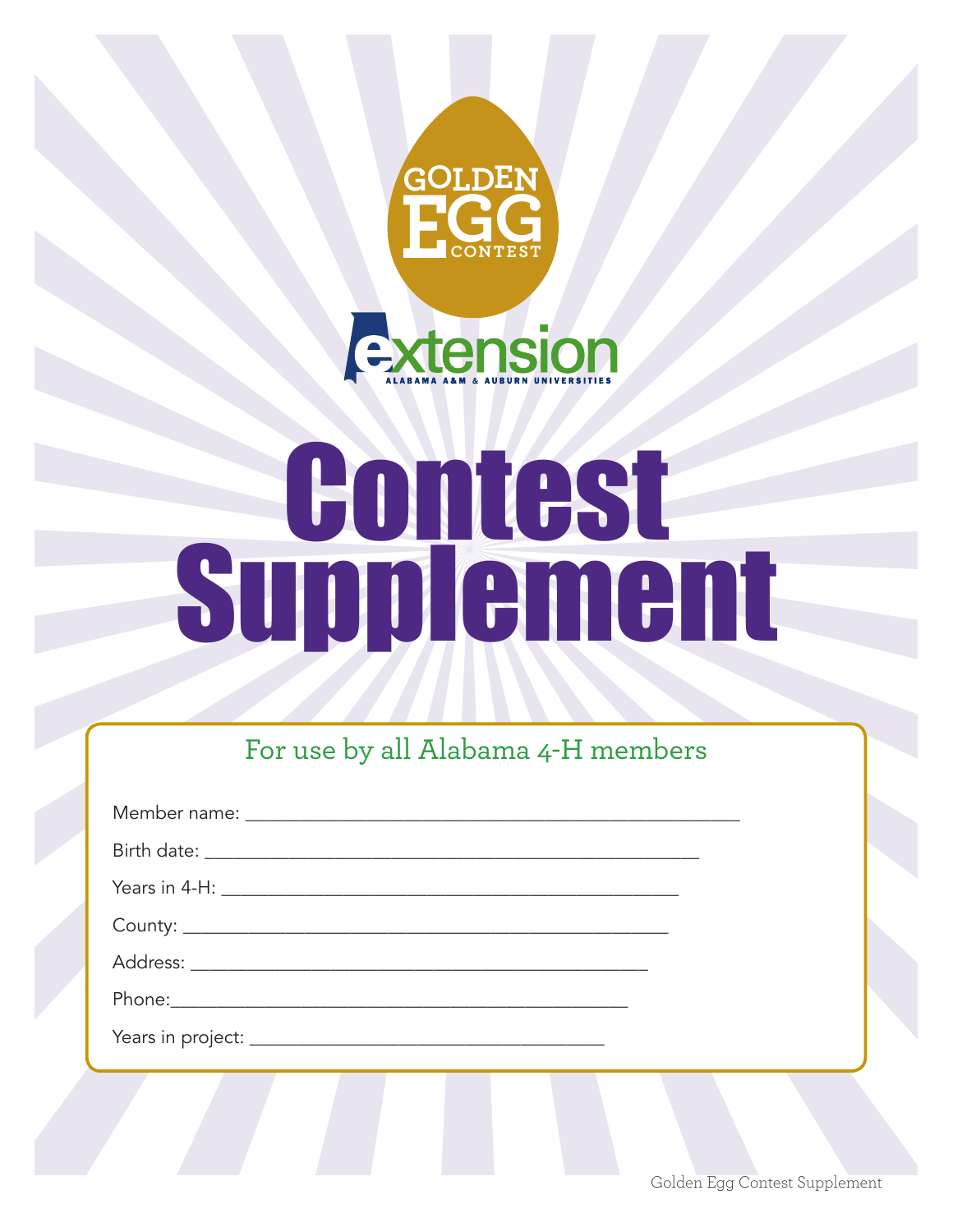GOLDEN EGG CONTEST

extension

ALABAMA A&M & AUBURN UNIVERSITIES

# Contest Supplement

For use by all Alabama 4-H members

Member name: ___________________________________________

Birth date: ___________________________________________

Years in 4-H: ___________________________________________

County: ___________________________________________

Address: ___________________________________________

Phone:___________________________________________

Years in project: _________________________________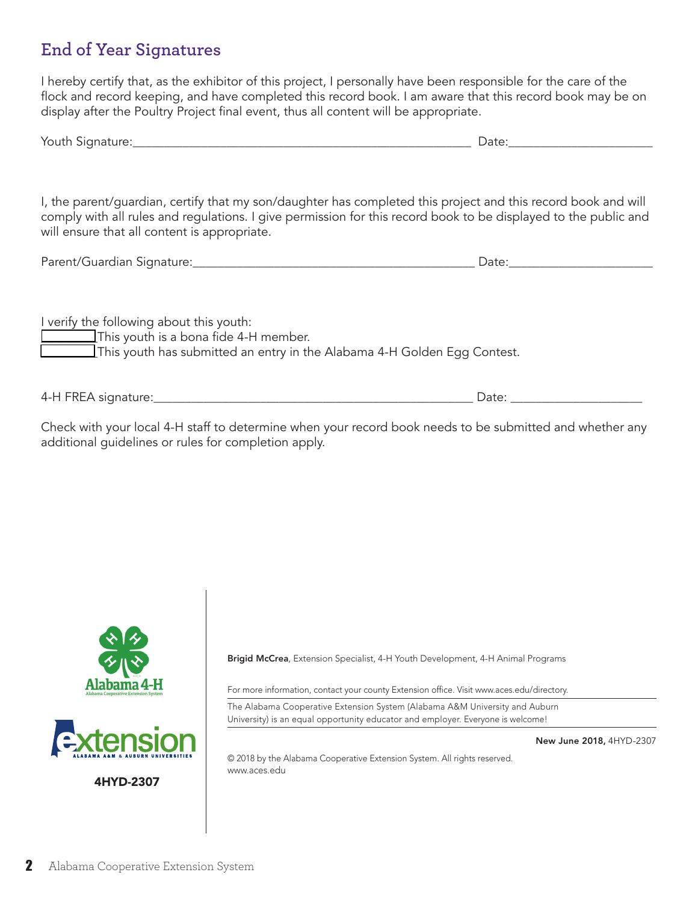## End of Year Signatures

I hereby certify that, as the exhibitor of this project, I personally have been responsible for the care of the flock and record keeping, and have completed this record book. I am aware that this record book may be on display after the Poultry Project final event, thus all content will be appropriate.

Youth Signature:_____________________________________________________ Date:______________________

I, the parent/guardian, certify that my son/daughter has completed this project and this record book and will comply with all rules and regulations. I give permission for this record book to be displayed to the public and will ensure that all content is appropriate.

Parent/Guardian Signature:____________________________________________ Date:______________________

I verify the following about this youth:

☐ This youth is a bona fide 4-H member.

☐ This youth has submitted an entry in the Alabama 4-H Golden Egg Contest.

4-H FREA signature:__________________________________________________ Date: ____________________

Check with your local 4-H staff to determine when your record book needs to be submitted and whether any additional guidelines or rules for completion apply.

Alabama 4-H

Alabama Cooperative Extension System

extension

ALABAMA A&M & AUBURN UNIVERSITIES

4HYD-2307

**Brigid McCrea**, Extension Specialist, 4-H Youth Development, 4-H Animal Programs

For more information, contact your county Extension office. Visit www.aces.edu/directory.

The Alabama Cooperative Extension System (Alabama A&M University and Auburn University) is an equal opportunity educator and employer. Everyone is welcome!

**New June 2018,** 4HYD-2307

© 2018 by the Alabama Cooperative Extension System. All rights reserved.
www.aces.edu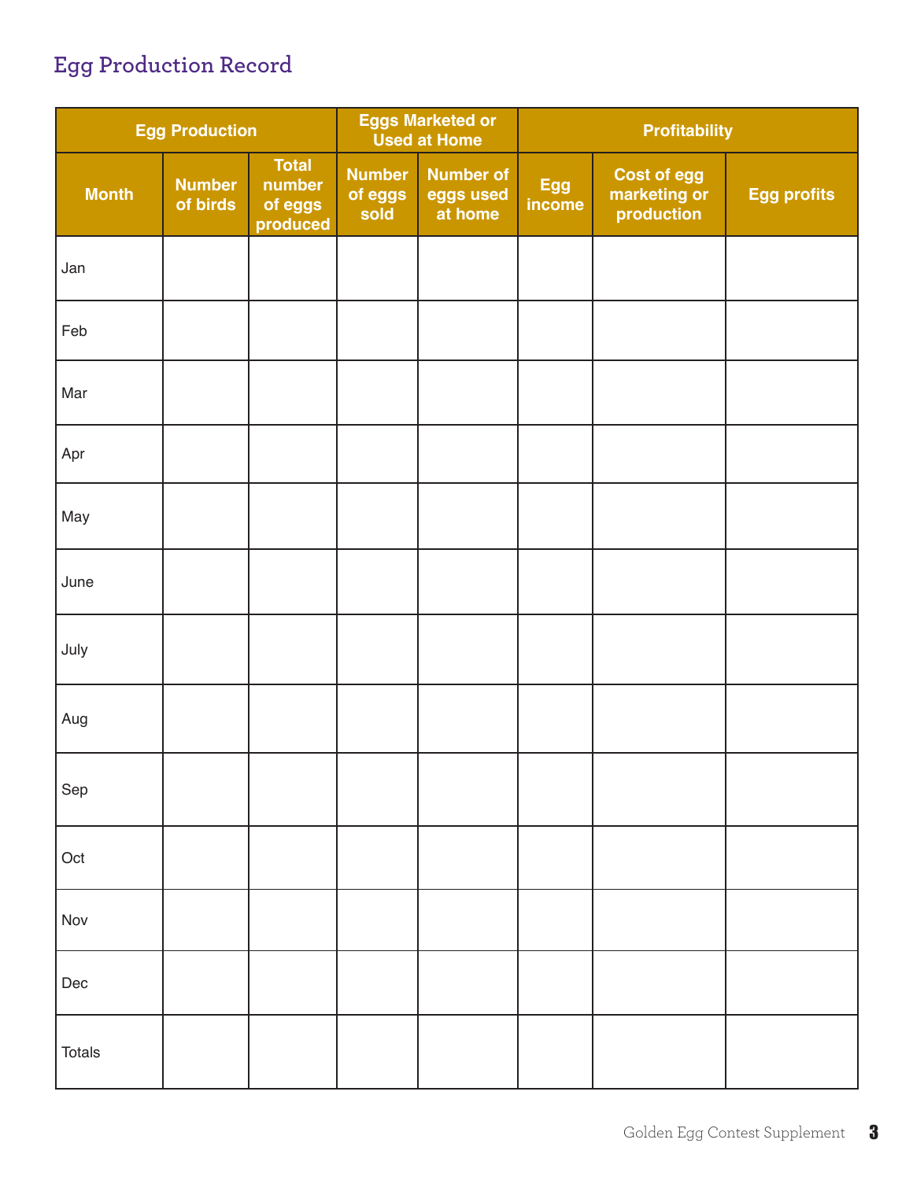## Egg Production Record

| Egg Production | | | Eggs Marketed or Used at Home | | Profitability | | |
|---|---|---|---|---|---|---|---|
| Month | Number of birds | Total number of eggs produced | Number of eggs sold | Number of eggs used at home | Egg income | Cost of egg marketing or production | Egg profits |
| Jan | | | | | | | |
| Feb | | | | | | | |
| Mar | | | | | | | |
| Apr | | | | | | | |
| May | | | | | | | |
| June | | | | | | | |
| July | | | | | | | |
| Aug | | | | | | | |
| Sep | | | | | | | |
| Oct | | | | | | | |
| Nov | | | | | | | |
| Dec | | | | | | | |
| Totals | | | | | | | |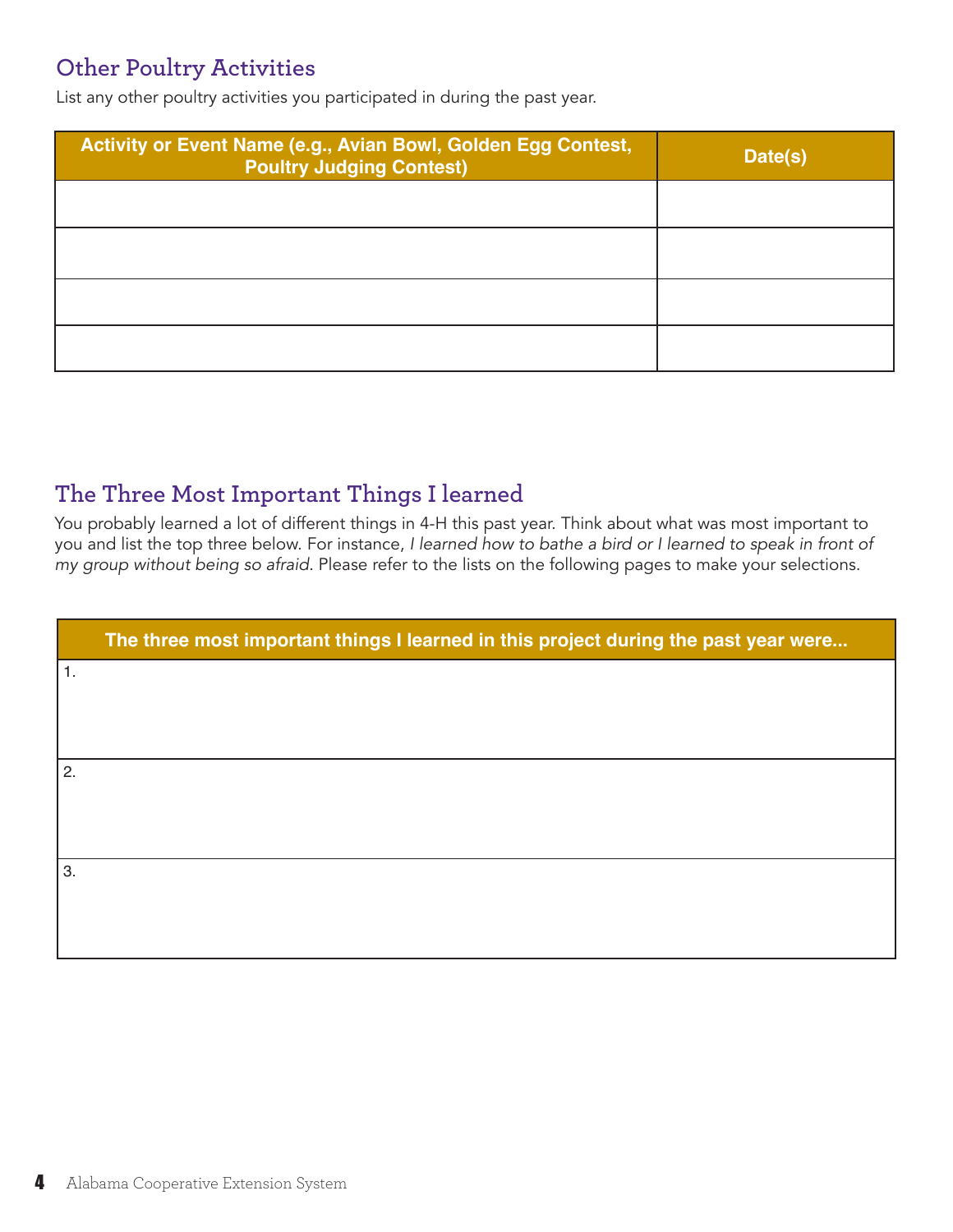## Other Poultry Activities

List any other poultry activities you participated in during the past year.

| Activity or Event Name (e.g., Avian Bowl, Golden Egg Contest, Poultry Judging Contest) | Date(s) |
|---|---|
| | |
| | |
| | |
| | |

## The Three Most Important Things I learned

You probably learned a lot of different things in 4-H this past year. Think about what was most important to you and list the top three below. For instance, *I learned how to bathe a bird or I learned to speak in front of my group without being so afraid*. Please refer to the lists on the following pages to make your selections.

| The three most important things I learned in this project during the past year were... |
|---|
| 1. |
| 2. |
| 3. |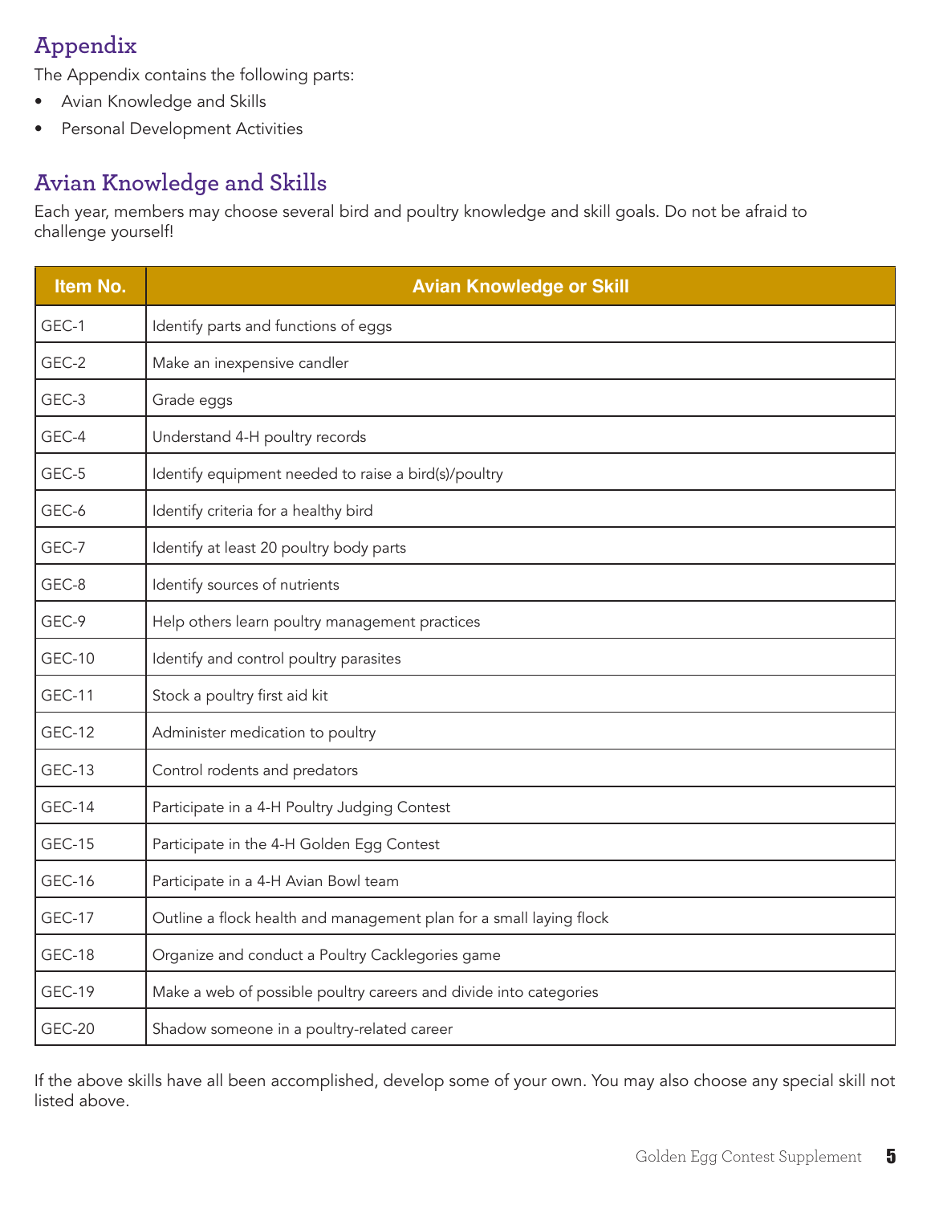## Appendix

The Appendix contains the following parts:

- Avian Knowledge and Skills
- Personal Development Activities

## Avian Knowledge and Skills

Each year, members may choose several bird and poultry knowledge and skill goals. Do not be afraid to challenge yourself!

| Item No. | Avian Knowledge or Skill |
|---|---|
| GEC-1 | Identify parts and functions of eggs |
| GEC-2 | Make an inexpensive candler |
| GEC-3 | Grade eggs |
| GEC-4 | Understand 4-H poultry records |
| GEC-5 | Identify equipment needed to raise a bird(s)/poultry |
| GEC-6 | Identify criteria for a healthy bird |
| GEC-7 | Identify at least 20 poultry body parts |
| GEC-8 | Identify sources of nutrients |
| GEC-9 | Help others learn poultry management practices |
| GEC-10 | Identify and control poultry parasites |
| GEC-11 | Stock a poultry first aid kit |
| GEC-12 | Administer medication to poultry |
| GEC-13 | Control rodents and predators |
| GEC-14 | Participate in a 4-H Poultry Judging Contest |
| GEC-15 | Participate in the 4-H Golden Egg Contest |
| GEC-16 | Participate in a 4-H Avian Bowl team |
| GEC-17 | Outline a flock health and management plan for a small laying flock |
| GEC-18 | Organize and conduct a Poultry Cacklegories game |
| GEC-19 | Make a web of possible poultry careers and divide into categories |
| GEC-20 | Shadow someone in a poultry-related career |

If the above skills have all been accomplished, develop some of your own. You may also choose any special skill not listed above.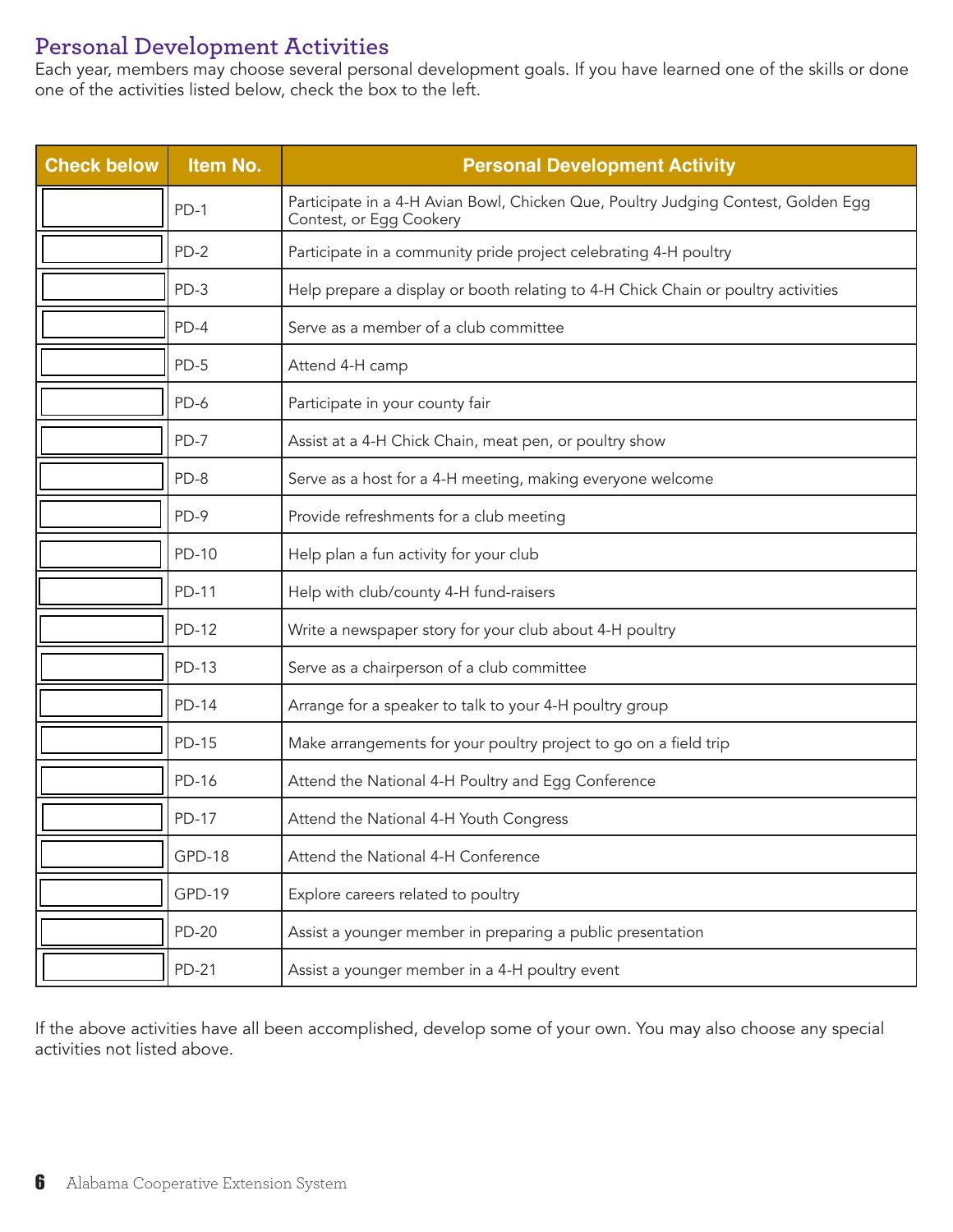## Personal Development Activities

Each year, members may choose several personal development goals. If you have learned one of the skills or done one of the activities listed below, check the box to the left.

| Check below | Item No. | Personal Development Activity |
|---|---|---|
| | PD-1 | Participate in a 4-H Avian Bowl, Chicken Que, Poultry Judging Contest, Golden Egg Contest, or Egg Cookery |
| | PD-2 | Participate in a community pride project celebrating 4-H poultry |
| | PD-3 | Help prepare a display or booth relating to 4-H Chick Chain or poultry activities |
| | PD-4 | Serve as a member of a club committee |
| | PD-5 | Attend 4-H camp |
| | PD-6 | Participate in your county fair |
| | PD-7 | Assist at a 4-H Chick Chain, meat pen, or poultry show |
| | PD-8 | Serve as a host for a 4-H meeting, making everyone welcome |
| | PD-9 | Provide refreshments for a club meeting |
| | PD-10 | Help plan a fun activity for your club |
| | PD-11 | Help with club/county 4-H fund-raisers |
| | PD-12 | Write a newspaper story for your club about 4-H poultry |
| | PD-13 | Serve as a chairperson of a club committee |
| | PD-14 | Arrange for a speaker to talk to your 4-H poultry group |
| | PD-15 | Make arrangements for your poultry project to go on a field trip |
| | PD-16 | Attend the National 4-H Poultry and Egg Conference |
| | PD-17 | Attend the National 4-H Youth Congress |
| | GPD-18 | Attend the National 4-H Conference |
| | GPD-19 | Explore careers related to poultry |
| | PD-20 | Assist a younger member in preparing a public presentation |
| | PD-21 | Assist a younger member in a 4-H poultry event |

If the above activities have all been accomplished, develop some of your own. You may also choose any special activities not listed above.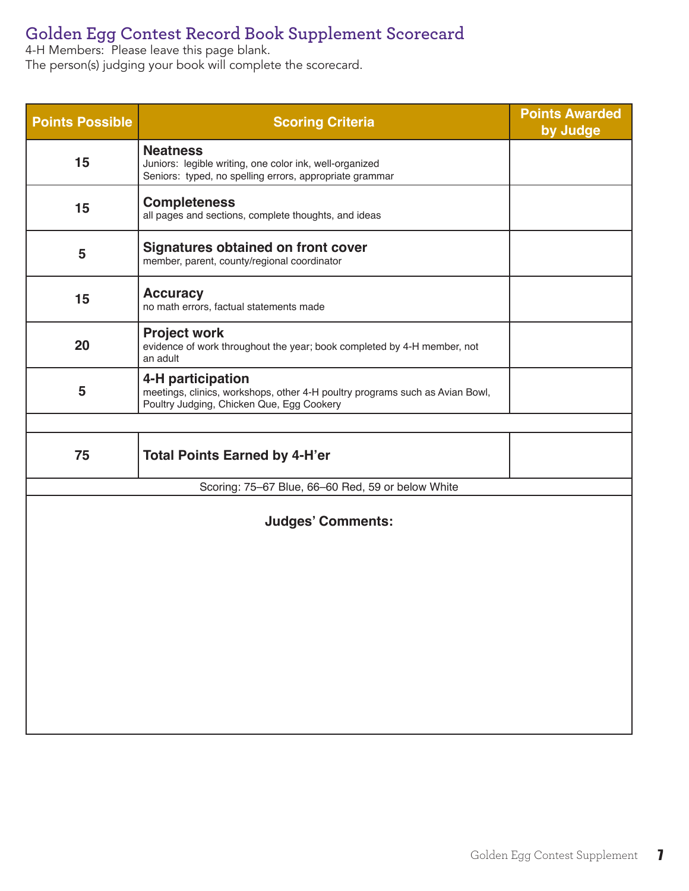# Golden Egg Contest Record Book Supplement Scorecard

4-H Members: Please leave this page blank.
The person(s) judging your book will complete the scorecard.

| Points Possible | Scoring Criteria | Points Awarded by Judge |
|---|---|---|
| 15 | **Neatness**<br>Juniors: legible writing, one color ink, well-organized<br>Seniors: typed, no spelling errors, appropriate grammar | |
| 15 | **Completeness**<br>all pages and sections, complete thoughts, and ideas | |
| 5 | **Signatures obtained on front cover**<br>member, parent, county/regional coordinator | |
| 15 | **Accuracy**<br>no math errors, factual statements made | |
| 20 | **Project work**<br>evidence of work throughout the year; book completed by 4-H member, not an adult | |
| 5 | **4-H participation**<br>meetings, clinics, workshops, other 4-H poultry programs such as Avian Bowl, Poultry Judging, Chicken Que, Egg Cookery | |
| | | |
| 75 | **Total Points Earned by 4-H'er** | |

Scoring: 75–67 Blue, 66–60 Red, 59 or below White

**Judges' Comments:**